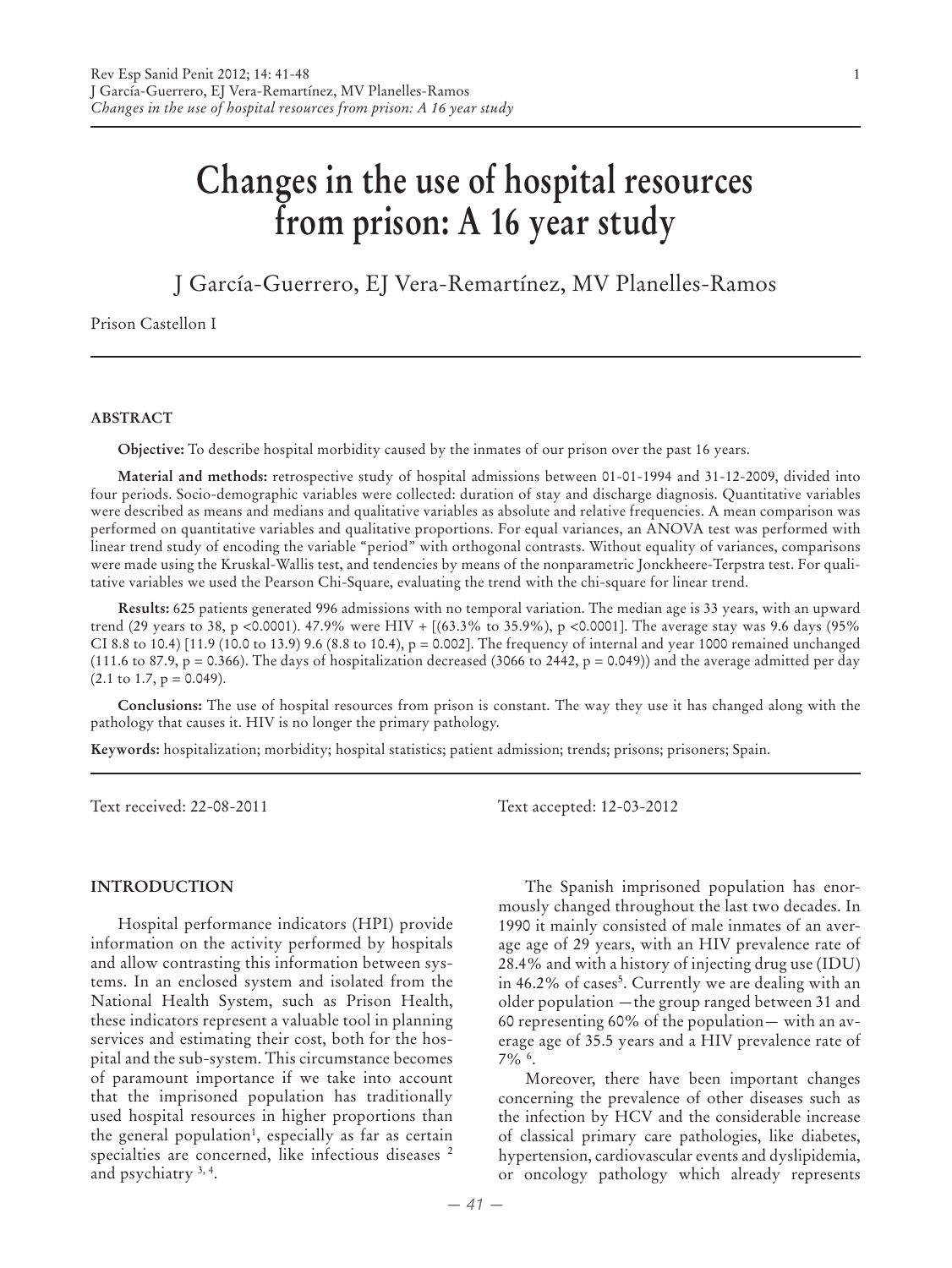# Changes in the use of hospital resources from prison: A 16 year study

J García-Guerrero, EJ Vera-Remartínez, MV Planelles-Ramos

Prison Castellon I

## ABSTRACT

**Objective:** To describe hospital morbidity caused by the inmates of our prison over the past 16 years.

**Material and methods:** retrospective study of hospital admissions between 01-01-1994 and 31-12-2009, divided into four periods. Socio-demographic variables were collected: duration of stay and discharge diagnosis. Quantitative variables were described as means and medians and qualitative variables as absolute and relative frequencies. A mean comparison was performed on quantitative variables and qualitative proportions. For equal variances, an ANOVA test was performed with linear trend study of encoding the variable "period" with orthogonal contrasts. Without equality of variances, comparisons were made using the Kruskal-Wallis test, and tendencies by means of the nonparametric Jonckheere-Terpstra test. For qualitative variables we used the Pearson Chi-Square, evaluating the trend with the chi-square for linear trend.

**Results:** 625 patients generated 996 admissions with no temporal variation. The median age is 33 years, with an upward trend (29 years to 38, p <0.0001). 47.9% were HIV + [(63.3% to 35.9%), p <0.0001]. The average stay was 9.6 days (95% CI 8.8 to 10.4) [11.9 (10.0 to 13.9) 9.6 (8.8 to 10.4), p = 0.002]. The frequency of internal and year 1000 remained unchanged (111.6 to 87.9, p = 0.366). The days of hospitalization decreased (3066 to 2442, p = 0.049)) and the average admitted per day (2.1 to 1.7, p = 0.049).

**Conclusions:** The use of hospital resources from prison is constant. The way they use it has changed along with the pathology that causes it. HIV is no longer the primary pathology.

**Keywords:** hospitalization; morbidity; hospital statistics; patient admission; trends; prisons; prisoners; Spain.

Text received: 22-08-2011

Text accepted: 12-03-2012

## INTRODUCTION

Hospital performance indicators (HPI) provide information on the activity performed by hospitals and allow contrasting this information between systems. In an enclosed system and isolated from the National Health System, such as Prison Health, these indicators represent a valuable tool in planning services and estimating their cost, both for the hospital and the sub-system. This circumstance becomes of paramount importance if we take into account that the imprisoned population has traditionally used hospital resources in higher proportions than the general population[1], especially as far as certain specialties are concerned, like infectious diseases [2] and psychiatry [3, 4].

The Spanish imprisoned population has enormously changed throughout the last two decades. In 1990 it mainly consisted of male inmates of an average age of 29 years, with an HIV prevalence rate of 28.4% and with a history of injecting drug use (IDU) in 46.2% of cases[5]. Currently we are dealing with an older population —the group ranged between 31 and 60 representing 60% of the population— with an average age of 35.5 years and a HIV prevalence rate of 7% [6].

Moreover, there have been important changes concerning the prevalence of other diseases such as the infection by HCV and the considerable increase of classical primary care pathologies, like diabetes, hypertension, cardiovascular events and dyslipidemia, or oncology pathology which already represents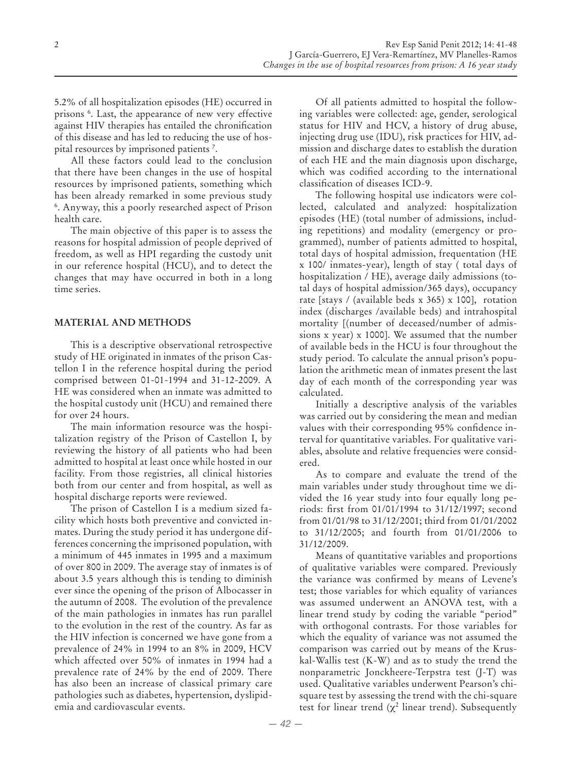5.2% of all hospitalization episodes (HE) occurred in prisons [6]. Last, the appearance of new very effective against HIV therapies has entailed the chronification of this disease and has led to reducing the use of hospital resources by imprisoned patients [7].

All these factors could lead to the conclusion that there have been changes in the use of hospital resources by imprisoned patients, something which has been already remarked in some previous study [6]. Anyway, this a poorly researched aspect of Prison health care.

The main objective of this paper is to assess the reasons for hospital admission of people deprived of freedom, as well as HPI regarding the custody unit in our reference hospital (HCU), and to detect the changes that may have occurred in both in a long time series.

## MATERIAL AND METHODS

This is a descriptive observational retrospective study of HE originated in inmates of the prison Castellon I in the reference hospital during the period comprised between 01-01-1994 and 31-12-2009. A HE was considered when an inmate was admitted to the hospital custody unit (HCU) and remained there for over 24 hours.

The main information resource was the hospitalization registry of the Prison of Castellon I, by reviewing the history of all patients who had been admitted to hospital at least once while hosted in our facility. From those registries, all clinical histories both from our center and from hospital, as well as hospital discharge reports were reviewed.

The prison of Castellon I is a medium sized facility which hosts both preventive and convicted inmates. During the study period it has undergone differences concerning the imprisoned population, with a minimum of 445 inmates in 1995 and a maximum of over 800 in 2009. The average stay of inmates is of about 3.5 years although this is tending to diminish ever since the opening of the prison of Albocasser in the autumn of 2008. The evolution of the prevalence of the main pathologies in inmates has run parallel to the evolution in the rest of the country. As far as the HIV infection is concerned we have gone from a prevalence of 24% in 1994 to an 8% in 2009, HCV which affected over 50% of inmates in 1994 had a prevalence rate of 24% by the end of 2009. There has also been an increase of classical primary care pathologies such as diabetes, hypertension, dyslipidemia and cardiovascular events.

Of all patients admitted to hospital the following variables were collected: age, gender, serological status for HIV and HCV, a history of drug abuse, injecting drug use (IDU), risk practices for HIV, admission and discharge dates to establish the duration of each HE and the main diagnosis upon discharge, which was codified according to the international classification of diseases ICD-9.

The following hospital use indicators were collected, calculated and analyzed: hospitalization episodes (HE) (total number of admissions, including repetitions) and modality (emergency or programmed), number of patients admitted to hospital, total days of hospital admission, frequentation (HE x 100/ inmates-year), length of stay ( total days of hospitalization / HE), average daily admissions (total days of hospital admission/365 days), occupancy rate [stays / (available beds x 365) x 100], rotation index (discharges /available beds) and intrahospital mortality [(number of deceased/number of admissions x year) x 1000]. We assumed that the number of available beds in the HCU is four throughout the study period. To calculate the annual prison's population the arithmetic mean of inmates present the last day of each month of the corresponding year was calculated.

Initially a descriptive analysis of the variables was carried out by considering the mean and median values with their corresponding 95% confidence interval for quantitative variables. For qualitative variables, absolute and relative frequencies were considered.

As to compare and evaluate the trend of the main variables under study throughout time we divided the 16 year study into four equally long periods: first from 01/01/1994 to 31/12/1997; second from 01/01/98 to 31/12/2001; third from 01/01/2002 to 31/12/2005; and fourth from 01/01/2006 to 31/12/2009.

Means of quantitative variables and proportions of qualitative variables were compared. Previously the variance was confirmed by means of Levene's test; those variables for which equality of variances was assumed underwent an ANOVA test, with a linear trend study by coding the variable "period" with orthogonal contrasts. For those variables for which the equality of variance was not assumed the comparison was carried out by means of the Kruskal-Wallis test (K-W) and as to study the trend the nonparametric Jonckheere-Terpstra test (J-T) was used. Qualitative variables underwent Pearson's chi-square test by assessing the trend with the chi-square test for linear trend ($\chi^2$ linear trend). Subsequently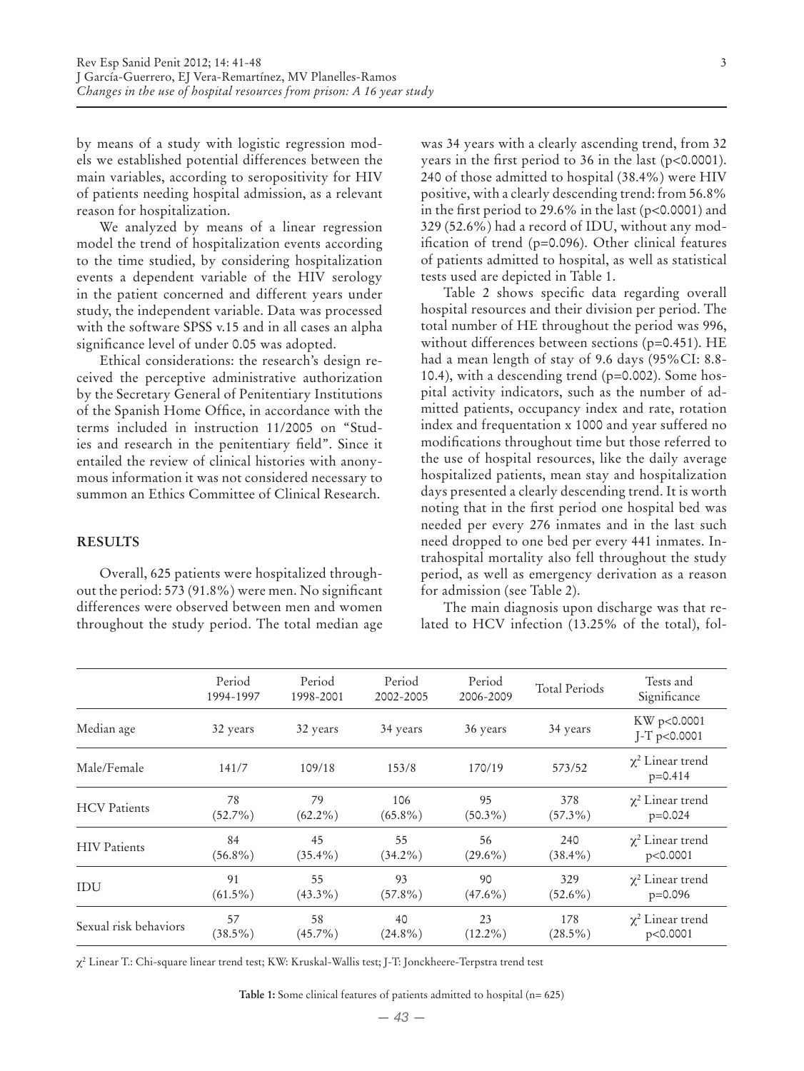by means of a study with logistic regression models we established potential differences between the main variables, according to seropositivity for HIV of patients needing hospital admission, as a relevant reason for hospitalization.

We analyzed by means of a linear regression model the trend of hospitalization events according to the time studied, by considering hospitalization events a dependent variable of the HIV serology in the patient concerned and different years under study, the independent variable. Data was processed with the software SPSS v.15 and in all cases an alpha significance level of under 0.05 was adopted.

Ethical considerations: the research's design received the perceptive administrative authorization by the Secretary General of Penitentiary Institutions of the Spanish Home Office, in accordance with the terms included in instruction 11/2005 on "Studies and research in the penitentiary field". Since it entailed the review of clinical histories with anonymous information it was not considered necessary to summon an Ethics Committee of Clinical Research.

## RESULTS

Overall, 625 patients were hospitalized throughout the period: 573 (91.8%) were men. No significant differences were observed between men and women throughout the study period. The total median age was 34 years with a clearly ascending trend, from 32 years in the first period to 36 in the last ($p<0.0001$). 240 of those admitted to hospital (38.4%) were HIV positive, with a clearly descending trend: from 56.8% in the first period to 29.6% in the last ($p<0.0001$) and 329 (52.6%) had a record of IDU, without any modification of trend ($p=0.096$). Other clinical features of patients admitted to hospital, as well as statistical tests used are depicted in Table 1.

Table 2 shows specific data regarding overall hospital resources and their division per period. The total number of HE throughout the period was 996, without differences between sections ($p=0.451$). HE had a mean length of stay of 9.6 days (95%CI: 8.8-10.4), with a descending trend ($p=0.002$). Some hospital activity indicators, such as the number of admitted patients, occupancy index and rate, rotation index and frequentation x 1000 and year suffered no modifications throughout time but those referred to the use of hospital resources, like the daily average hospitalized patients, mean stay and hospitalization days presented a clearly descending trend. It is worth noting that in the first period one hospital bed was needed per every 276 inmates and in the last such need dropped to one bed per every 441 inmates. Intrahospital mortality also fell throughout the study period, as well as emergency derivation as a reason for admission (see Table 2).

The main diagnosis upon discharge was that related to HCV infection (13.25% of the total), fol-

| | Period 1994-1997 | Period 1998-2001 | Period 2002-2005 | Period 2006-2009 | Total Periods | Tests and Significance |
|---|---|---|---|---|---|---|
| Median age | 32 years | 32 years | 34 years | 36 years | 34 years | KW $p<0.0001$ J-T $p<0.0001$ |
| Male/Female | 141/7 | 109/18 | 153/8 | 170/19 | 573/52 | $\chi^2$ Linear trend $p=0.414$ |
| HCV Patients | 78 (52.7%) | 79 (62.2%) | 106 (65.8%) | 95 (50.3%) | 378 (57.3%) | $\chi^2$ Linear trend $p=0.024$ |
| HIV Patients | 84 (56.8%) | 45 (35.4%) | 55 (34.2%) | 56 (29.6%) | 240 (38.4%) | $\chi^2$ Linear trend $p<0.0001$ |
| IDU | 91 (61.5%) | 55 (43.3%) | 93 (57.8%) | 90 (47.6%) | 329 (52.6%) | $\chi^2$ Linear trend $p=0.096$ |
| Sexual risk behaviors | 57 (38.5%) | 58 (45.7%) | 40 (24.8%) | 23 (12.2%) | 178 (28.5%) | $\chi^2$ Linear trend $p<0.0001$ |

$\chi^2$ Linear T.: Chi-square linear trend test; KW: Kruskal-Wallis test; J-T: Jonckheere-Terpstra trend test

**Table 1:** Some clinical features of patients admitted to hospital (n= 625)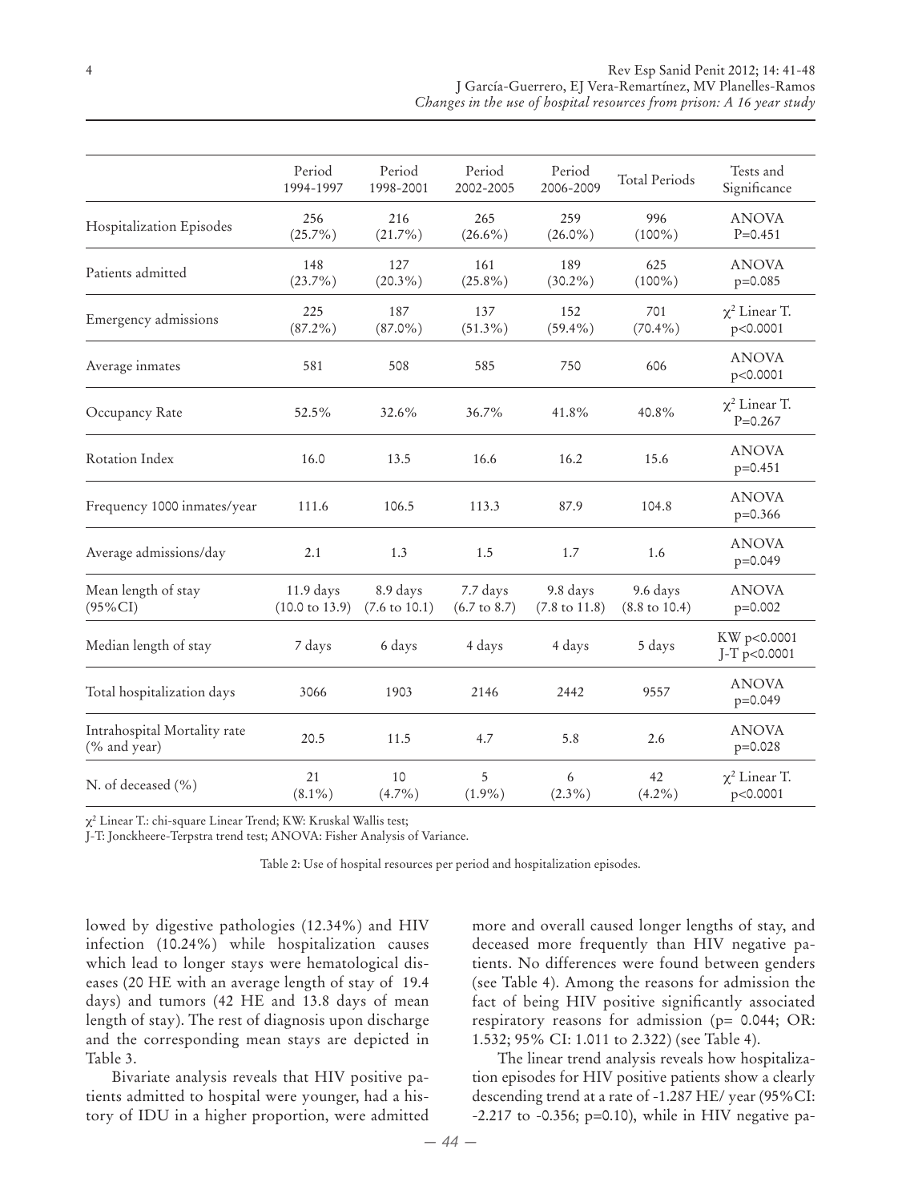| | Period 1994-1997 | Period 1998-2001 | Period 2002-2005 | Period 2006-2009 | Total Periods | Tests and Significance |
|---|---|---|---|---|---|---|
| Hospitalization Episodes | 256 (25.7%) | 216 (21.7%) | 265 (26.6%) | 259 (26.0%) | 996 (100%) | ANOVA P=0.451 |
| Patients admitted | 148 (23.7%) | 127 (20.3%) | 161 (25.8%) | 189 (30.2%) | 625 (100%) | ANOVA p=0.085 |
| Emergency admissions | 225 (87.2%) | 187 (87.0%) | 137 (51.3%) | 152 (59.4%) | 701 (70.4%) | $\chi^2$ Linear T. p<0.0001 |
| Average inmates | 581 | 508 | 585 | 750 | 606 | ANOVA p<0.0001 |
| Occupancy Rate | 52.5% | 32.6% | 36.7% | 41.8% | 40.8% | $\chi^2$ Linear T. P=0.267 |
| Rotation Index | 16.0 | 13.5 | 16.6 | 16.2 | 15.6 | ANOVA p=0.451 |
| Frequency 1000 inmates/year | 111.6 | 106.5 | 113.3 | 87.9 | 104.8 | ANOVA p=0.366 |
| Average admissions/day | 2.1 | 1.3 | 1.5 | 1.7 | 1.6 | ANOVA p=0.049 |
| Mean length of stay (95%CI) | 11.9 days (10.0 to 13.9) | 8.9 days (7.6 to 10.1) | 7.7 days (6.7 to 8.7) | 9.8 days (7.8 to 11.8) | 9.6 days (8.8 to 10.4) | ANOVA p=0.002 |
| Median length of stay | 7 days | 6 days | 4 days | 4 days | 5 days | KW p<0.0001 J-T p<0.0001 |
| Total hospitalization days | 3066 | 1903 | 2146 | 2442 | 9557 | ANOVA p=0.049 |
| Intrahospital Mortality rate (% and year) | 20.5 | 11.5 | 4.7 | 5.8 | 2.6 | ANOVA p=0.028 |
| N. of deceased (%) | 21 (8.1%) | 10 (4.7%) | 5 (1.9%) | 6 (2.3%) | 42 (4.2%) | $\chi^2$ Linear T. p<0.0001 |

$\chi^2$ Linear T.: chi-square Linear Trend; KW: Kruskal Wallis test;
J-T: Jonckheere-Terpstra trend test; ANOVA: Fisher Analysis of Variance.

Table 2: Use of hospital resources per period and hospitalization episodes.

lowed by digestive pathologies (12.34%) and HIV infection (10.24%) while hospitalization causes which lead to longer stays were hematological diseases (20 HE with an average length of stay of 19.4 days) and tumors (42 HE and 13.8 days of mean length of stay). The rest of diagnosis upon discharge and the corresponding mean stays are depicted in Table 3.

Bivariate analysis reveals that HIV positive patients admitted to hospital were younger, had a history of IDU in a higher proportion, were admitted more and overall caused longer lengths of stay, and deceased more frequently than HIV negative patients. No differences were found between genders (see Table 4). Among the reasons for admission the fact of being HIV positive significantly associated respiratory reasons for admission (p= 0.044; OR: 1.532; 95% CI: 1.011 to 2.322) (see Table 4).

The linear trend analysis reveals how hospitalization episodes for HIV positive patients show a clearly descending trend at a rate of -1.287 HE/ year (95%CI: -2.217 to -0.356; p=0.10), while in HIV negative pa-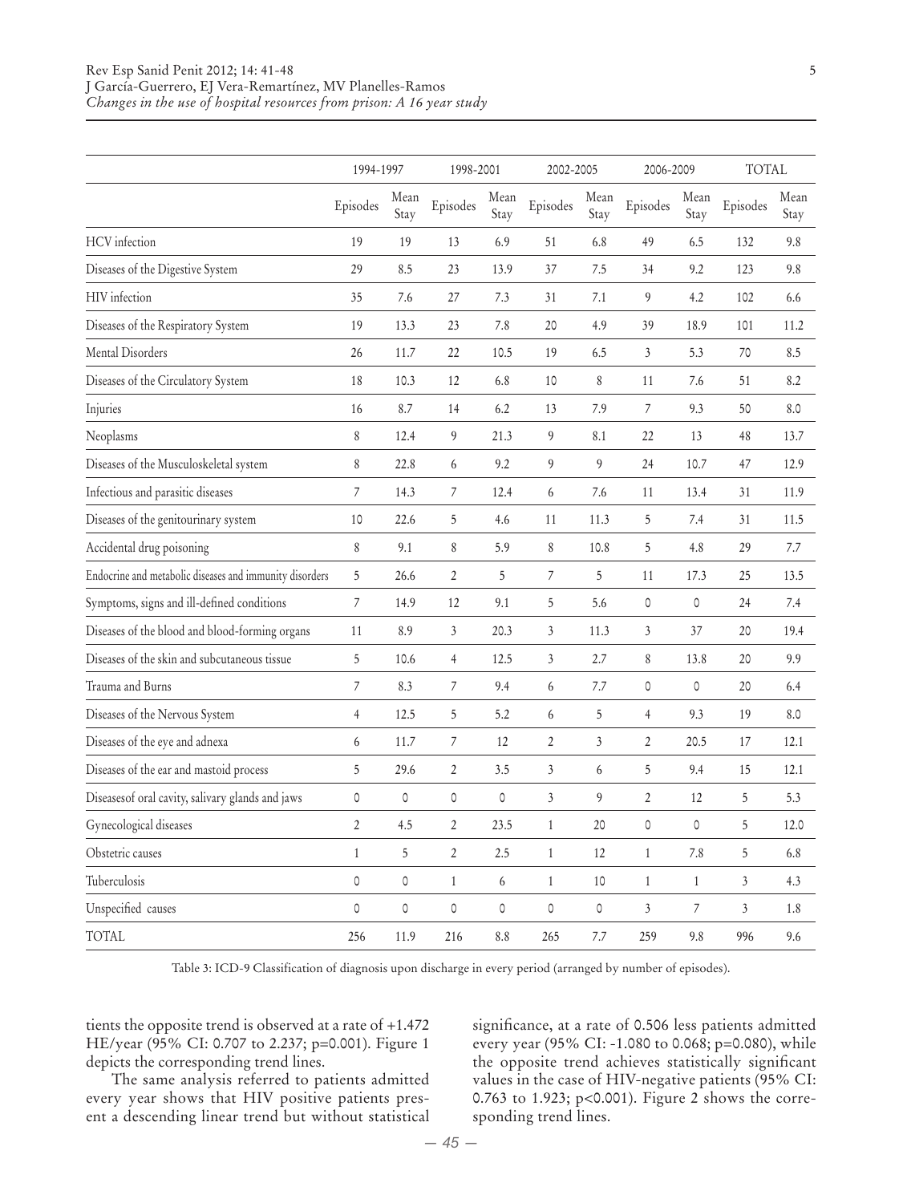| | 1994-1997 | | 1998-2001 | | 2002-2005 | | 2006-2009 | | TOTAL | |
|---|---|---|---|---|---|---|---|---|---|---|
| | Episodes | Mean Stay | Episodes | Mean Stay | Episodes | Mean Stay | Episodes | Mean Stay | Episodes | Mean Stay |
| HCV infection | 19 | 19 | 13 | 6.9 | 51 | 6.8 | 49 | 6.5 | 132 | 9.8 |
| Diseases of the Digestive System | 29 | 8.5 | 23 | 13.9 | 37 | 7.5 | 34 | 9.2 | 123 | 9.8 |
| HIV infection | 35 | 7.6 | 27 | 7.3 | 31 | 7.1 | 9 | 4.2 | 102 | 6.6 |
| Diseases of the Respiratory System | 19 | 13.3 | 23 | 7.8 | 20 | 4.9 | 39 | 18.9 | 101 | 11.2 |
| Mental Disorders | 26 | 11.7 | 22 | 10.5 | 19 | 6.5 | 3 | 5.3 | 70 | 8.5 |
| Diseases of the Circulatory System | 18 | 10.3 | 12 | 6.8 | 10 | 8 | 11 | 7.6 | 51 | 8.2 |
| Injuries | 16 | 8.7 | 14 | 6.2 | 13 | 7.9 | 7 | 9.3 | 50 | 8.0 |
| Neoplasms | 8 | 12.4 | 9 | 21.3 | 9 | 8.1 | 22 | 13 | 48 | 13.7 |
| Diseases of the Musculoskeletal system | 8 | 22.8 | 6 | 9.2 | 9 | 9 | 24 | 10.7 | 47 | 12.9 |
| Infectious and parasitic diseases | 7 | 14.3 | 7 | 12.4 | 6 | 7.6 | 11 | 13.4 | 31 | 11.9 |
| Diseases of the genitourinary system | 10 | 22.6 | 5 | 4.6 | 11 | 11.3 | 5 | 7.4 | 31 | 11.5 |
| Accidental drug poisoning | 8 | 9.1 | 8 | 5.9 | 8 | 10.8 | 5 | 4.8 | 29 | 7.7 |
| Endocrine and metabolic diseases and immunity disorders | 5 | 26.6 | 2 | 5 | 7 | 5 | 11 | 17.3 | 25 | 13.5 |
| Symptoms, signs and ill-defined conditions | 7 | 14.9 | 12 | 9.1 | 5 | 5.6 | 0 | 0 | 24 | 7.4 |
| Diseases of the blood and blood-forming organs | 11 | 8.9 | 3 | 20.3 | 3 | 11.3 | 3 | 37 | 20 | 19.4 |
| Diseases of the skin and subcutaneous tissue | 5 | 10.6 | 4 | 12.5 | 3 | 2.7 | 8 | 13.8 | 20 | 9.9 |
| Trauma and Burns | 7 | 8.3 | 7 | 9.4 | 6 | 7.7 | 0 | 0 | 20 | 6.4 |
| Diseases of the Nervous System | 4 | 12.5 | 5 | 5.2 | 6 | 5 | 4 | 9.3 | 19 | 8.0 |
| Diseases of the eye and adnexa | 6 | 11.7 | 7 | 12 | 2 | 3 | 2 | 20.5 | 17 | 12.1 |
| Diseases of the ear and mastoid process | 5 | 29.6 | 2 | 3.5 | 3 | 6 | 5 | 9.4 | 15 | 12.1 |
| Diseasesof oral cavity, salivary glands and jaws | 0 | 0 | 0 | 0 | 3 | 9 | 2 | 12 | 5 | 5.3 |
| Gynecological diseases | 2 | 4.5 | 2 | 23.5 | 1 | 20 | 0 | 0 | 5 | 12.0 |
| Obstetric causes | 1 | 5 | 2 | 2.5 | 1 | 12 | 1 | 7.8 | 5 | 6.8 |
| Tuberculosis | 0 | 0 | 1 | 6 | 1 | 10 | 1 | 1 | 3 | 4.3 |
| Unspecified causes | 0 | 0 | 0 | 0 | 0 | 0 | 3 | 7 | 3 | 1.8 |
| TOTAL | 256 | 11.9 | 216 | 8.8 | 265 | 7.7 | 259 | 9.8 | 996 | 9.6 |

Table 3: ICD-9 Classification of diagnosis upon discharge in every period (arranged by number of episodes).

tients the opposite trend is observed at a rate of +1.472 HE/year (95% CI: 0.707 to 2.237; $p=0.001$). Figure 1 depicts the corresponding trend lines.

The same analysis referred to patients admitted every year shows that HIV positive patients present a descending linear trend but without statistical significance, at a rate of 0.506 less patients admitted every year (95% CI: -1.080 to 0.068; $p=0.080$), while the opposite trend achieves statistically significant values in the case of HIV-negative patients (95% CI: 0.763 to 1.923; $p<0.001$). Figure 2 shows the corresponding trend lines.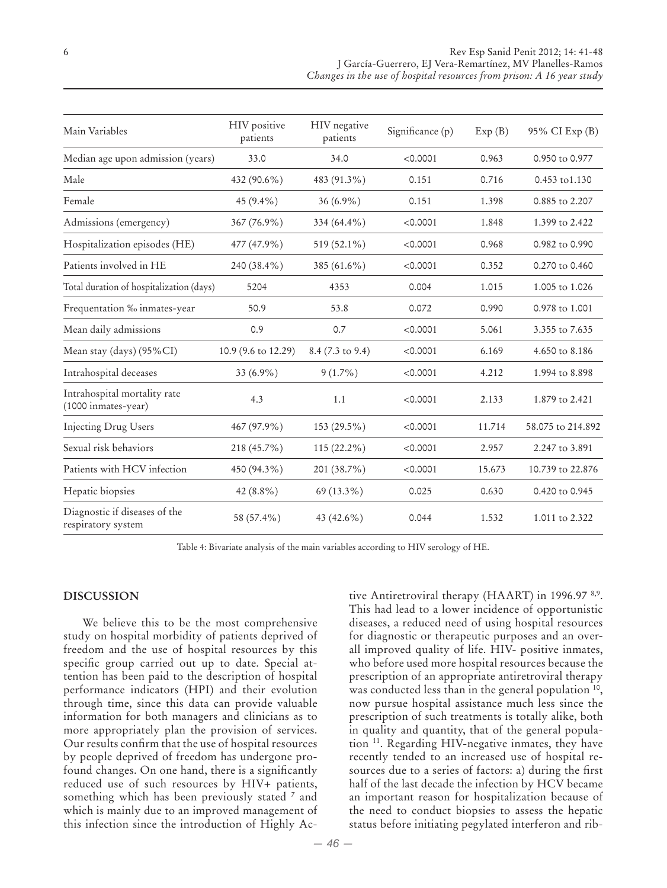| Main Variables | HIV positive patients | HIV negative patients | Significance (p) | Exp (B) | 95% CI Exp (B) |
|---|---|---|---|---|---|
| Median age upon admission (years) | 33.0 | 34.0 | <0.0001 | 0.963 | 0.950 to 0.977 |
| Male | 432 (90.6%) | 483 (91.3%) | 0.151 | 0.716 | 0.453 to1.130 |
| Female | 45 (9.4%) | 36 (6.9%) | 0.151 | 1.398 | 0.885 to 2.207 |
| Admissions (emergency) | 367 (76.9%) | 334 (64.4%) | <0.0001 | 1.848 | 1.399 to 2.422 |
| Hospitalization episodes (HE) | 477 (47.9%) | 519 (52.1%) | <0.0001 | 0.968 | 0.982 to 0.990 |
| Patients involved in HE | 240 (38.4%) | 385 (61.6%) | <0.0001 | 0.352 | 0.270 to 0.460 |
| Total duration of hospitalization (days) | 5204 | 4353 | 0.004 | 1.015 | 1.005 to 1.026 |
| Frequentation ‰ inmates-year | 50.9 | 53.8 | 0.072 | 0.990 | 0.978 to 1.001 |
| Mean daily admissions | 0.9 | 0.7 | <0.0001 | 5.061 | 3.355 to 7.635 |
| Mean stay (days) (95%CI) | 10.9 (9.6 to 12.29) | 8.4 (7.3 to 9.4) | <0.0001 | 6.169 | 4.650 to 8.186 |
| Intrahospital deceases | 33 (6.9%) | 9 (1.7%) | <0.0001 | 4.212 | 1.994 to 8.898 |
| Intrahospital mortality rate (1000 inmates-year) | 4.3 | 1.1 | <0.0001 | 2.133 | 1.879 to 2.421 |
| Injecting Drug Users | 467 (97.9%) | 153 (29.5%) | <0.0001 | 11.714 | 58.075 to 214.892 |
| Sexual risk behaviors | 218 (45.7%) | 115 (22.2%) | <0.0001 | 2.957 | 2.247 to 3.891 |
| Patients with HCV infection | 450 (94.3%) | 201 (38.7%) | <0.0001 | 15.673 | 10.739 to 22.876 |
| Hepatic biopsies | 42 (8.8%) | 69 (13.3%) | 0.025 | 0.630 | 0.420 to 0.945 |
| Diagnostic if diseases of the respiratory system | 58 (57.4%) | 43 (42.6%) | 0.044 | 1.532 | 1.011 to 2.322 |

Table 4: Bivariate analysis of the main variables according to HIV serology of HE.

## DISCUSSION

We believe this to be the most comprehensive study on hospital morbidity of patients deprived of freedom and the use of hospital resources by this specific group carried out up to date. Special attention has been paid to the description of hospital performance indicators (HPI) and their evolution through time, since this data can provide valuable information for both managers and clinicians as to more appropriately plan the provision of services. Our results confirm that the use of hospital resources by people deprived of freedom has undergone profound changes. On one hand, there is a significantly reduced use of such resources by HIV+ patients, something which has been previously stated [7] and which is mainly due to an improved management of this infection since the introduction of Highly Active Antiretroviral therapy (HAART) in 1996.97 [8,9]. This had lead to a lower incidence of opportunistic diseases, a reduced need of using hospital resources for diagnostic or therapeutic purposes and an overall improved quality of life. HIV- positive inmates, who before used more hospital resources because the prescription of an appropriate antiretroviral therapy was conducted less than in the general population [10], now pursue hospital assistance much less since the prescription of such treatments is totally alike, both in quality and quantity, that of the general population [11]. Regarding HIV-negative inmates, they have recently tended to an increased use of hospital resources due to a series of factors: a) during the first half of the last decade the infection by HCV became an important reason for hospitalization because of the need to conduct biopsies to assess the hepatic status before initiating pegylated interferon and rib-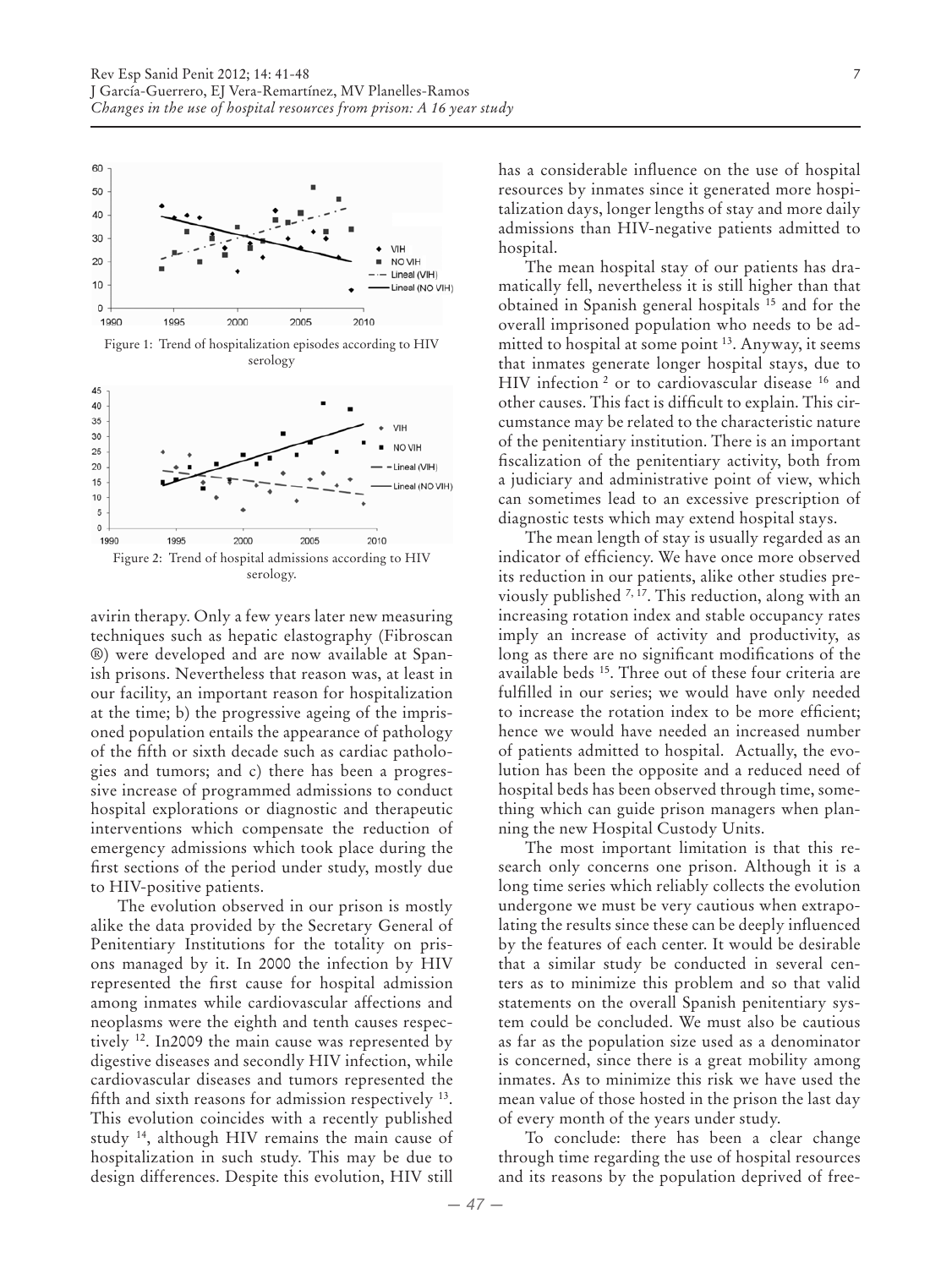Figure 1: Trend of hospitalization episodes according to HIV serology

Figure 2: Trend of hospital admissions according to HIV serology.

avirin therapy. Only a few years later new measuring techniques such as hepatic elastography (Fibroscan ®) were developed and are now available at Spanish prisons. Nevertheless that reason was, at least in our facility, an important reason for hospitalization at the time; b) the progressive ageing of the imprisoned population entails the appearance of pathology of the fifth or sixth decade such as cardiac pathologies and tumors; and c) there has been a progressive increase of programmed admissions to conduct hospital explorations or diagnostic and therapeutic interventions which compensate the reduction of emergency admissions which took place during the first sections of the period under study, mostly due to HIV-positive patients.

The evolution observed in our prison is mostly alike the data provided by the Secretary General of Penitentiary Institutions for the totality on prisons managed by it. In 2000 the infection by HIV represented the first cause for hospital admission among inmates while cardiovascular affections and neoplasms were the eighth and tenth causes respectively [12]. In2009 the main cause was represented by digestive diseases and secondly HIV infection, while cardiovascular diseases and tumors represented the fifth and sixth reasons for admission respectively [13]. This evolution coincides with a recently published study [14], although HIV remains the main cause of hospitalization in such study. This may be due to design differences. Despite this evolution, HIV still has a considerable influence on the use of hospital resources by inmates since it generated more hospitalization days, longer lengths of stay and more daily admissions than HIV-negative patients admitted to hospital.

The mean hospital stay of our patients has dramatically fell, nevertheless it is still higher than that obtained in Spanish general hospitals [15] and for the overall imprisoned population who needs to be admitted to hospital at some point [13]. Anyway, it seems that inmates generate longer hospital stays, due to HIV infection [2] or to cardiovascular disease [16] and other causes. This fact is difficult to explain. This circumstance may be related to the characteristic nature of the penitentiary institution. There is an important fiscalization of the penitentiary activity, both from a judiciary and administrative point of view, which can sometimes lead to an excessive prescription of diagnostic tests which may extend hospital stays.

The mean length of stay is usually regarded as an indicator of efficiency. We have once more observed its reduction in our patients, alike other studies previously published [7, 17]. This reduction, along with an increasing rotation index and stable occupancy rates imply an increase of activity and productivity, as long as there are no significant modifications of the available beds [15]. Three out of these four criteria are fulfilled in our series; we would have only needed to increase the rotation index to be more efficient; hence we would have needed an increased number of patients admitted to hospital. Actually, the evolution has been the opposite and a reduced need of hospital beds has been observed through time, something which can guide prison managers when planning the new Hospital Custody Units.

The most important limitation is that this research only concerns one prison. Although it is a long time series which reliably collects the evolution undergone we must be very cautious when extrapolating the results since these can be deeply influenced by the features of each center. It would be desirable that a similar study be conducted in several centers as to minimize this problem and so that valid statements on the overall Spanish penitentiary system could be concluded. We must also be cautious as far as the population size used as a denominator is concerned, since there is a great mobility among inmates. As to minimize this risk we have used the mean value of those hosted in the prison the last day of every month of the years under study.

To conclude: there has been a clear change through time regarding the use of hospital resources and its reasons by the population deprived of free-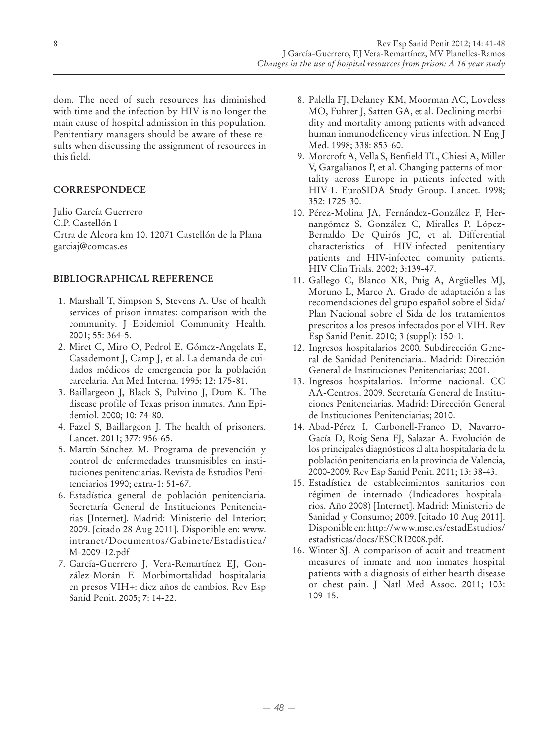dom. The need of such resources has diminished with time and the infection by HIV is no longer the main cause of hospital admission in this population. Penitentiary managers should be aware of these results when discussing the assignment of resources in this field.

## CORRESPONDECE

Julio García Guerrero
C.P. Castellón I
Crtra de Alcora km 10. 12071 Castellón de la Plana
garciaj@comcas.es

## BIBLIOGRAPHICAL REFERENCE

1. Marshall T, Simpson S, Stevens A. Use of health services of prison inmates: comparison with the community. J Epidemiol Community Health. 2001; 55: 364-5.
2. Miret C, Miro O, Pedrol E, Gómez-Angelats E, Casademont J, Camp J, et al. La demanda de cuidados médicos de emergencia por la población carcelaria. An Med Interna. 1995; 12: 175-81.
3. Baillargeon J, Black S, Pulvino J, Dum K. The disease profile of Texas prison inmates. Ann Epidemiol. 2000; 10: 74-80.
4. Fazel S, Baillargeon J. The health of prisoners. Lancet. 2011; 377: 956-65.
5. Martín-Sánchez M. Programa de prevención y control de enfermedades transmisibles en instituciones penitenciarias. Revista de Estudios Penitenciarios 1990; extra-1: 51-67.
6. Estadística general de población penitenciaria. Secretaría General de Instituciones Penitenciarias [Internet]. Madrid: Ministerio del Interior; 2009. [citado 28 Aug 2011]. Disponible en: www.intranet/Documentos/Gabinete/Estadistica/M-2009-12.pdf
7. García-Guerrero J, Vera-Remartínez EJ, González-Morán F. Morbimortalidad hospitalaria en presos VIH+: diez años de cambios. Rev Esp Sanid Penit. 2005; 7: 14-22.
8. Palella FJ, Delaney KM, Moorman AC, Loveless MO, Fuhrer J, Satten GA, et al. Declining morbidity and mortality among patients with advanced human inmunodeficency virus infection. N Eng J Med. 1998; 338: 853-60.
9. Morcroft A, Vella S, Benfield TL, Chiesi A, Miller V, Gargalianos P, et al. Changing patterns of mortality across Europe in patients infected with HIV-1. EuroSIDA Study Group. Lancet. 1998; 352: 1725-30.
10. Pérez-Molina JA, Fernández-González F, Hernangómez S, González C, Miralles P, López-Bernaldo De Quirós JC, et al. Differential characteristics of HIV-infected penitentiary patients and HIV-infected comunity patients. HIV Clin Trials. 2002; 3:139-47.
11. Gallego C, Blanco XR, Puig A, Argüelles MJ, Moruno L, Marco A. Grado de adaptación a las recomendaciones del grupo español sobre el Sida/Plan Nacional sobre el Sida de los tratamientos prescritos a los presos infectados por el VIH. Rev Esp Sanid Penit. 2010; 3 (suppl): 150-1.
12. Ingresos hospitalarios 2000. Subdirección General de Sanidad Penitenciaria.. Madrid: Dirección General de Instituciones Penitenciarias; 2001.
13. Ingresos hospitalarios. Informe nacional. CC AA-Centros. 2009. Secretaría General de Instituciones Penitenciarias. Madrid: Dirección General de Instituciones Penitenciarias; 2010.
14. Abad-Pérez I, Carbonell-Franco D, Navarro-Gacía D, Roig-Sena FJ, Salazar A. Evolución de los principales diagnósticos al alta hospitalaria de la población penitenciaria en la provincia de Valencia, 2000-2009. Rev Esp Sanid Penit. 2011; 13: 38-43.
15. Estadística de establecimientos sanitarios con régimen de internado (Indicadores hospitalarios. Año 2008) [Internet]. Madrid: Ministerio de Sanidad y Consumo; 2009. [citado 10 Aug 2011]. Disponible en: http://www.msc.es/estadEstudios/estadisticas/docs/ESCRI2008.pdf.
16. Winter SJ. A comparison of acuit and treatment measures of inmate and non inmates hospital patients with a diagnosis of either hearth disease or chest pain. J Natl Med Assoc. 2011; 103: 109-15.